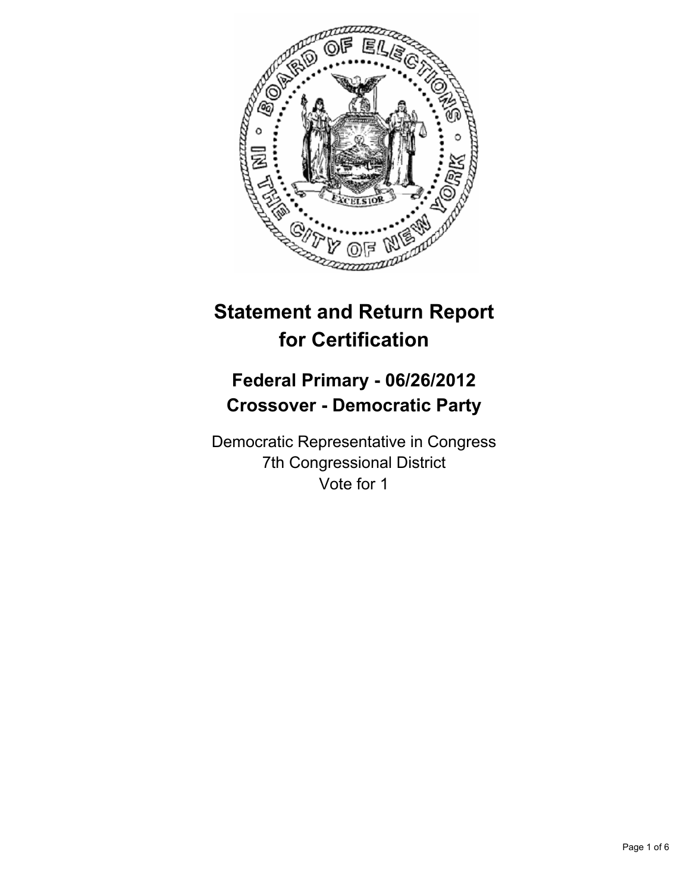# Statement and Return Report for Certification

## Federal Primary - 06/26/2012
## Crossover - Democratic Party

Democratic Representative in Congress
7th Congressional District
Vote for 1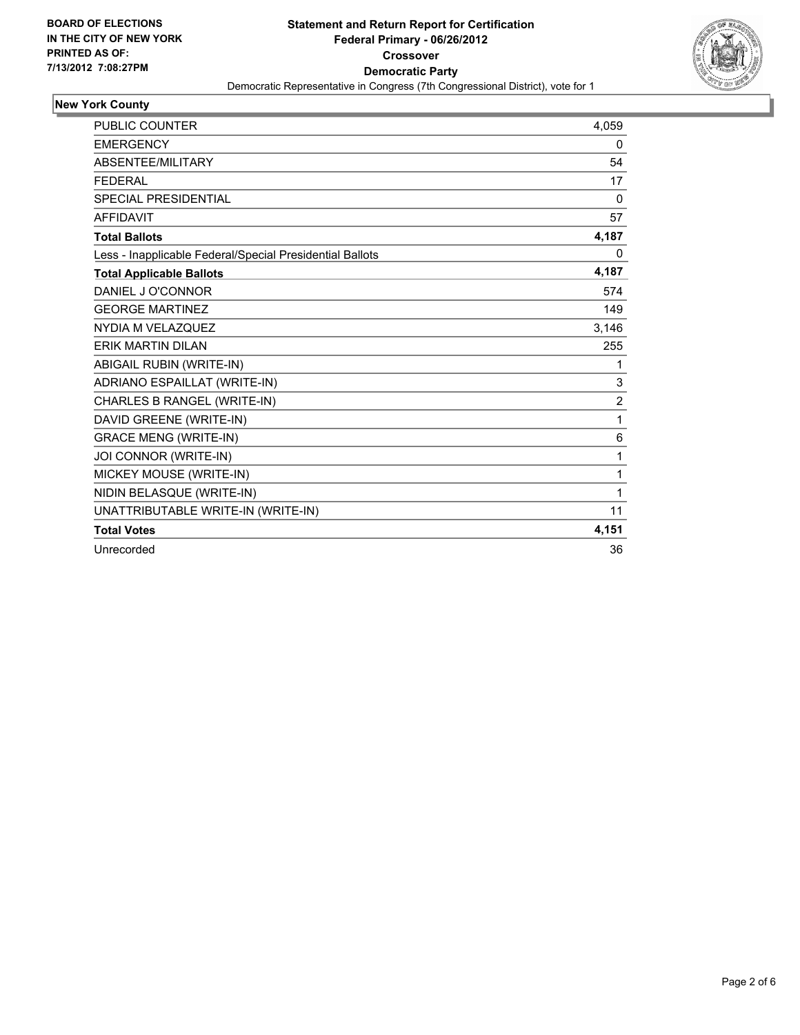BOARD OF ELECTIONS
IN THE CITY OF NEW YORK
PRINTED AS OF:
7/13/2012 7:08:27PM

**Statement and Return Report for Certification**
**Federal Primary - 06/26/2012**
**Crossover**
**Democratic Party**
Democratic Representative in Congress (7th Congressional District), vote for 1

## New York County

| | |
|---|---|
| PUBLIC COUNTER | 4,059 |
| EMERGENCY | 0 |
| ABSENTEE/MILITARY | 54 |
| FEDERAL | 17 |
| SPECIAL PRESIDENTIAL | 0 |
| AFFIDAVIT | 57 |
| **Total Ballots** | **4,187** |
| Less - Inapplicable Federal/Special Presidential Ballots | 0 |
| **Total Applicable Ballots** | **4,187** |
| DANIEL J O'CONNOR | 574 |
| GEORGE MARTINEZ | 149 |
| NYDIA M VELAZQUEZ | 3,146 |
| ERIK MARTIN DILAN | 255 |
| ABIGAIL RUBIN (WRITE-IN) | 1 |
| ADRIANO ESPAILLAT (WRITE-IN) | 3 |
| CHARLES B RANGEL (WRITE-IN) | 2 |
| DAVID GREENE (WRITE-IN) | 1 |
| GRACE MENG (WRITE-IN) | 6 |
| JOI CONNOR (WRITE-IN) | 1 |
| MICKEY MOUSE (WRITE-IN) | 1 |
| NIDIN BELASQUE (WRITE-IN) | 1 |
| UNATTRIBUTABLE WRITE-IN (WRITE-IN) | 11 |
| **Total Votes** | **4,151** |
| Unrecorded | 36 |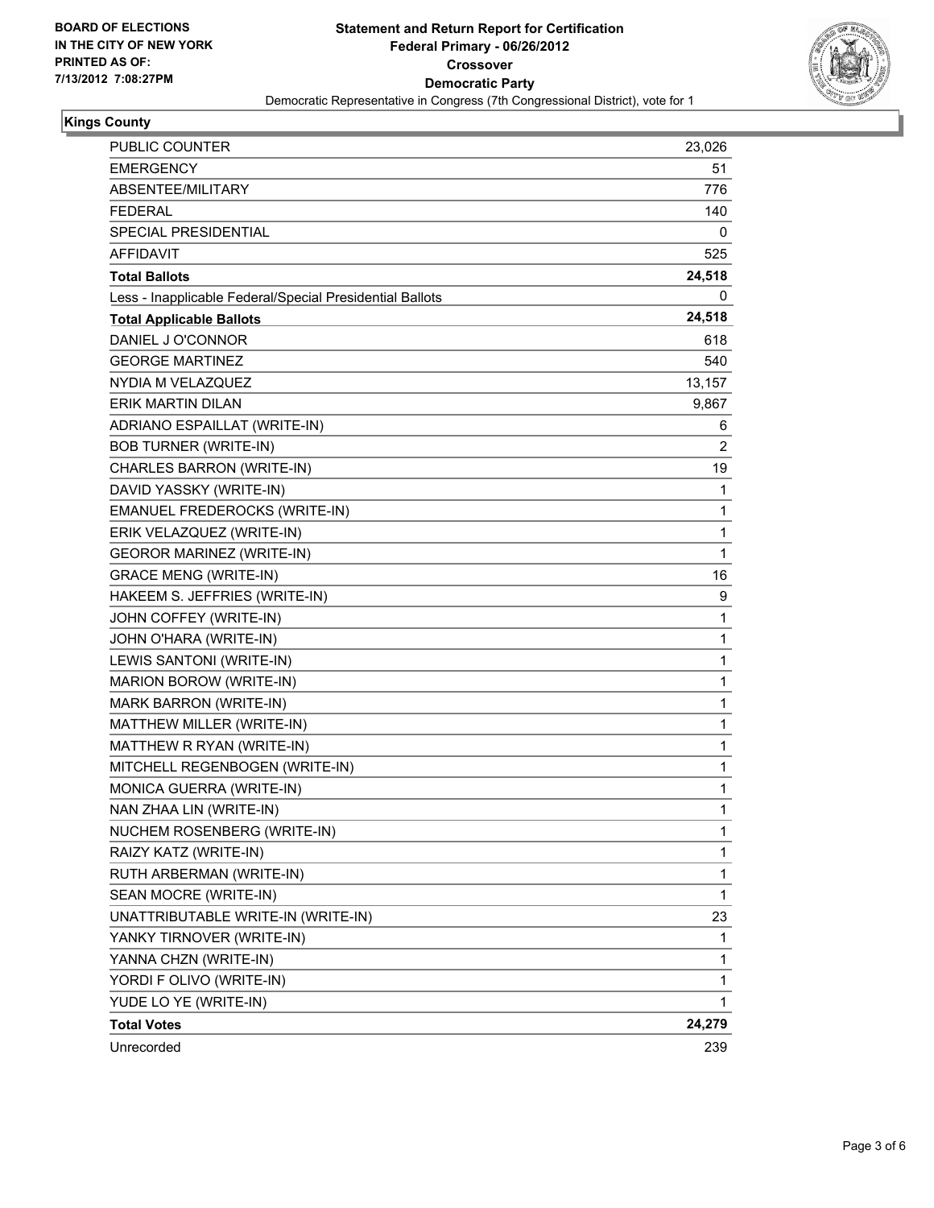BOARD OF ELECTIONS
IN THE CITY OF NEW YORK
PRINTED AS OF:
7/13/2012 7:08:27PM

**Statement and Return Report for Certification**
**Federal Primary - 06/26/2012**
**Crossover**
**Democratic Party**
Democratic Representative in Congress (7th Congressional District), vote for 1

## Kings County

| | |
|---|---|
| PUBLIC COUNTER | 23,026 |
| EMERGENCY | 51 |
| ABSENTEE/MILITARY | 776 |
| FEDERAL | 140 |
| SPECIAL PRESIDENTIAL | 0 |
| AFFIDAVIT | 525 |
| **Total Ballots** | **24,518** |
| Less - Inapplicable Federal/Special Presidential Ballots | 0 |
| **Total Applicable Ballots** | **24,518** |
| DANIEL J O'CONNOR | 618 |
| GEORGE MARTINEZ | 540 |
| NYDIA M VELAZQUEZ | 13,157 |
| ERIK MARTIN DILAN | 9,867 |
| ADRIANO ESPAILLAT (WRITE-IN) | 6 |
| BOB TURNER (WRITE-IN) | 2 |
| CHARLES BARRON (WRITE-IN) | 19 |
| DAVID YASSKY (WRITE-IN) | 1 |
| EMANUEL FREDEROCKS (WRITE-IN) | 1 |
| ERIK VELAZQUEZ (WRITE-IN) | 1 |
| GEOROR MARINEZ (WRITE-IN) | 1 |
| GRACE MENG (WRITE-IN) | 16 |
| HAKEEM S. JEFFRIES (WRITE-IN) | 9 |
| JOHN COFFEY (WRITE-IN) | 1 |
| JOHN O'HARA (WRITE-IN) | 1 |
| LEWIS SANTONI (WRITE-IN) | 1 |
| MARION BOROW (WRITE-IN) | 1 |
| MARK BARRON (WRITE-IN) | 1 |
| MATTHEW MILLER (WRITE-IN) | 1 |
| MATTHEW R RYAN (WRITE-IN) | 1 |
| MITCHELL REGENBOGEN (WRITE-IN) | 1 |
| MONICA GUERRA (WRITE-IN) | 1 |
| NAN ZHAA LIN (WRITE-IN) | 1 |
| NUCHEM ROSENBERG (WRITE-IN) | 1 |
| RAIZY KATZ (WRITE-IN) | 1 |
| RUTH ARBERMAN (WRITE-IN) | 1 |
| SEAN MOCRE (WRITE-IN) | 1 |
| UNATTRIBUTABLE WRITE-IN (WRITE-IN) | 23 |
| YANKY TIRNOVER (WRITE-IN) | 1 |
| YANNA CHZN (WRITE-IN) | 1 |
| YORDI F OLIVO (WRITE-IN) | 1 |
| YUDE LO YE (WRITE-IN) | 1 |
| **Total Votes** | **24,279** |
| Unrecorded | 239 |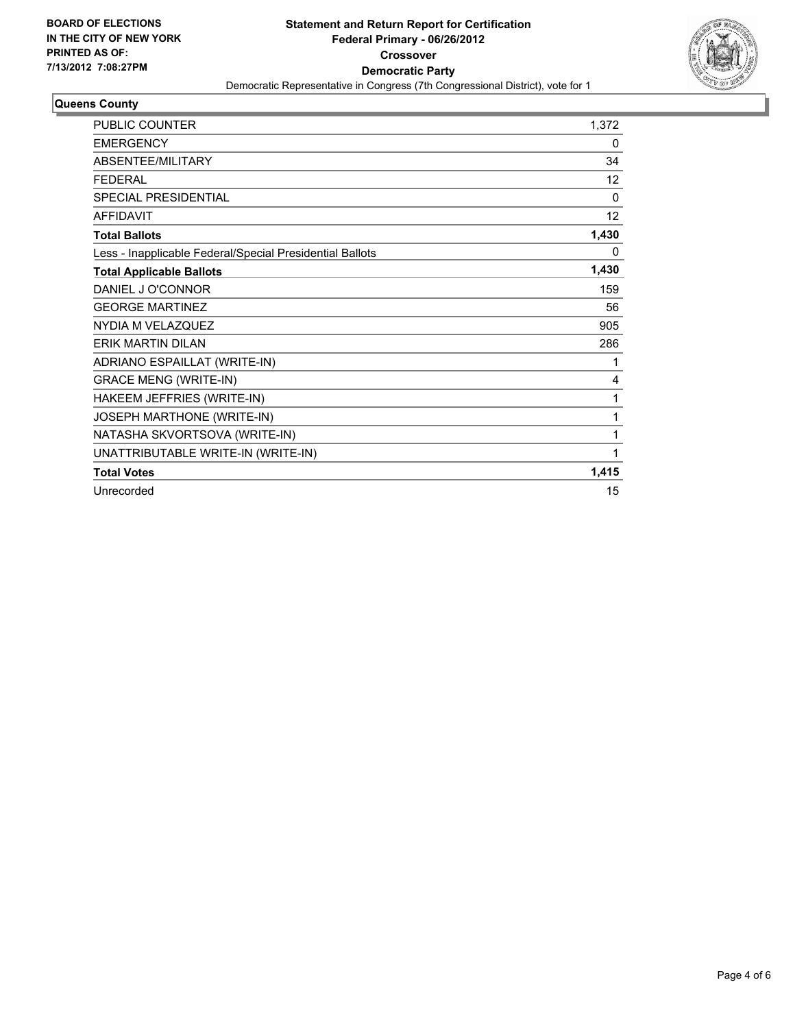**BOARD OF ELECTIONS IN THE CITY OF NEW YORK PRINTED AS OF: 7/13/2012 7:08:27PM**

# Statement and Return Report for Certification
## Federal Primary - 06/26/2012
## Crossover
## Democratic Party
Democratic Representative in Congress (7th Congressional District), vote for 1

### Queens County

| | |
|---|---|
| PUBLIC COUNTER | 1,372 |
| EMERGENCY | 0 |
| ABSENTEE/MILITARY | 34 |
| FEDERAL | 12 |
| SPECIAL PRESIDENTIAL | 0 |
| AFFIDAVIT | 12 |
| **Total Ballots** | **1,430** |
| Less - Inapplicable Federal/Special Presidential Ballots | 0 |
| **Total Applicable Ballots** | **1,430** |
| DANIEL J O'CONNOR | 159 |
| GEORGE MARTINEZ | 56 |
| NYDIA M VELAZQUEZ | 905 |
| ERIK MARTIN DILAN | 286 |
| ADRIANO ESPAILLAT (WRITE-IN) | 1 |
| GRACE MENG (WRITE-IN) | 4 |
| HAKEEM JEFFRIES (WRITE-IN) | 1 |
| JOSEPH MARTHONE (WRITE-IN) | 1 |
| NATASHA SKVORTSOVA (WRITE-IN) | 1 |
| UNATTRIBUTABLE WRITE-IN (WRITE-IN) | 1 |
| **Total Votes** | **1,415** |
| Unrecorded | 15 |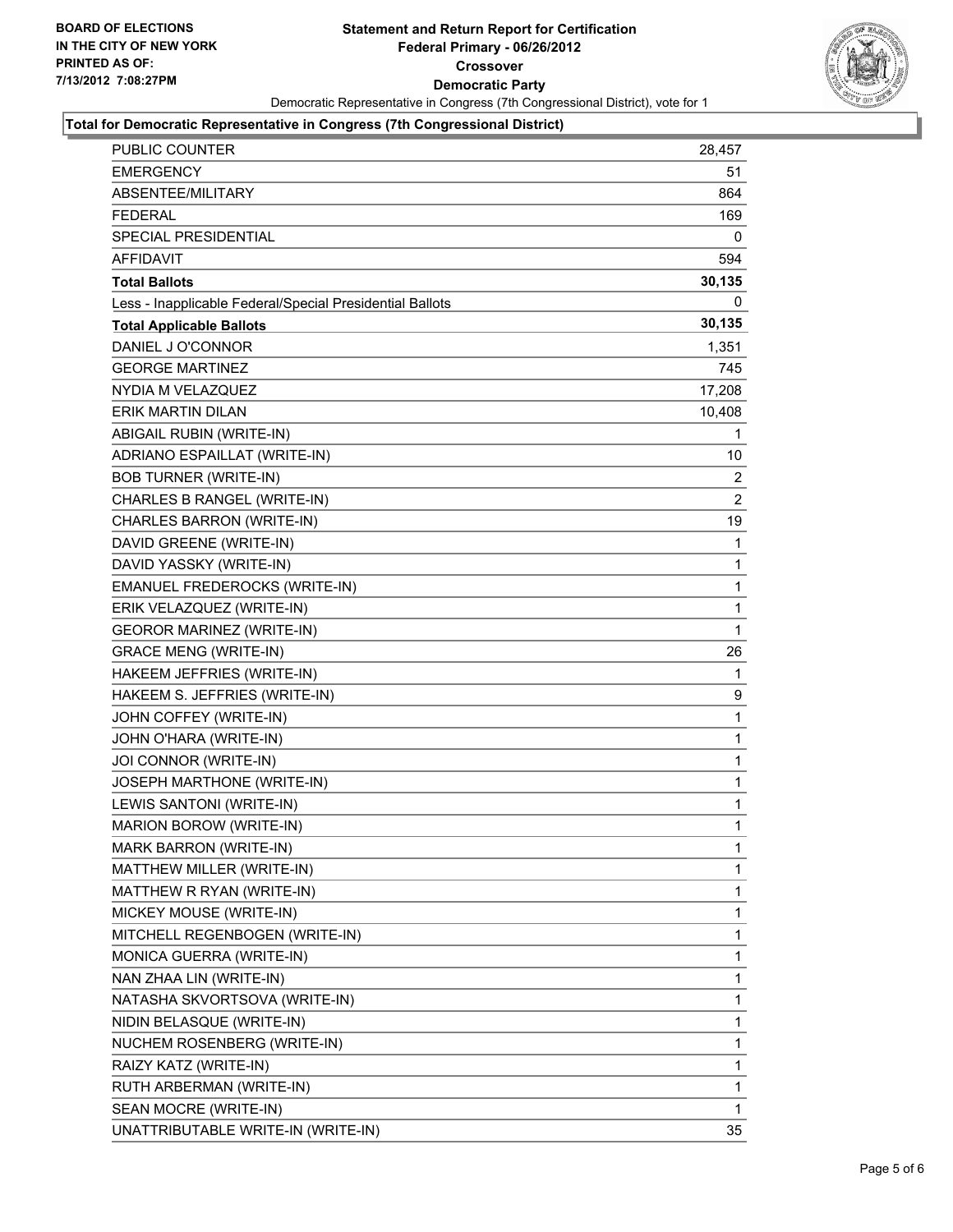**BOARD OF ELECTIONS IN THE CITY OF NEW YORK PRINTED AS OF: 7/13/2012 7:08:27PM**

# Statement and Return Report for Certification
## Federal Primary - 06/26/2012
## Crossover
## Democratic Party

Democratic Representative in Congress (7th Congressional District), vote for 1

### Total for Democratic Representative in Congress (7th Congressional District)

| | |
|---|---|
| PUBLIC COUNTER | 28,457 |
| EMERGENCY | 51 |
| ABSENTEE/MILITARY | 864 |
| FEDERAL | 169 |
| SPECIAL PRESIDENTIAL | 0 |
| AFFIDAVIT | 594 |
| **Total Ballots** | **30,135** |
| Less - Inapplicable Federal/Special Presidential Ballots | 0 |
| **Total Applicable Ballots** | **30,135** |
| DANIEL J O'CONNOR | 1,351 |
| GEORGE MARTINEZ | 745 |
| NYDIA M VELAZQUEZ | 17,208 |
| ERIK MARTIN DILAN | 10,408 |
| ABIGAIL RUBIN (WRITE-IN) | 1 |
| ADRIANO ESPAILLAT (WRITE-IN) | 10 |
| BOB TURNER (WRITE-IN) | 2 |
| CHARLES B RANGEL (WRITE-IN) | 2 |
| CHARLES BARRON (WRITE-IN) | 19 |
| DAVID GREENE (WRITE-IN) | 1 |
| DAVID YASSKY (WRITE-IN) | 1 |
| EMANUEL FREDEROCKS (WRITE-IN) | 1 |
| ERIK VELAZQUEZ (WRITE-IN) | 1 |
| GEOROR MARINEZ (WRITE-IN) | 1 |
| GRACE MENG (WRITE-IN) | 26 |
| HAKEEM JEFFRIES (WRITE-IN) | 1 |
| HAKEEM S. JEFFRIES (WRITE-IN) | 9 |
| JOHN COFFEY (WRITE-IN) | 1 |
| JOHN O'HARA (WRITE-IN) | 1 |
| JOI CONNOR (WRITE-IN) | 1 |
| JOSEPH MARTHONE (WRITE-IN) | 1 |
| LEWIS SANTONI (WRITE-IN) | 1 |
| MARION BOROW (WRITE-IN) | 1 |
| MARK BARRON (WRITE-IN) | 1 |
| MATTHEW MILLER (WRITE-IN) | 1 |
| MATTHEW R RYAN (WRITE-IN) | 1 |
| MICKEY MOUSE (WRITE-IN) | 1 |
| MITCHELL REGENBOGEN (WRITE-IN) | 1 |
| MONICA GUERRA (WRITE-IN) | 1 |
| NAN ZHAA LIN (WRITE-IN) | 1 |
| NATASHA SKVORTSOVA (WRITE-IN) | 1 |
| NIDIN BELASQUE (WRITE-IN) | 1 |
| NUCHEM ROSENBERG (WRITE-IN) | 1 |
| RAIZY KATZ (WRITE-IN) | 1 |
| RUTH ARBERMAN (WRITE-IN) | 1 |
| SEAN MOCRE (WRITE-IN) | 1 |
| UNATTRIBUTABLE WRITE-IN (WRITE-IN) | 35 |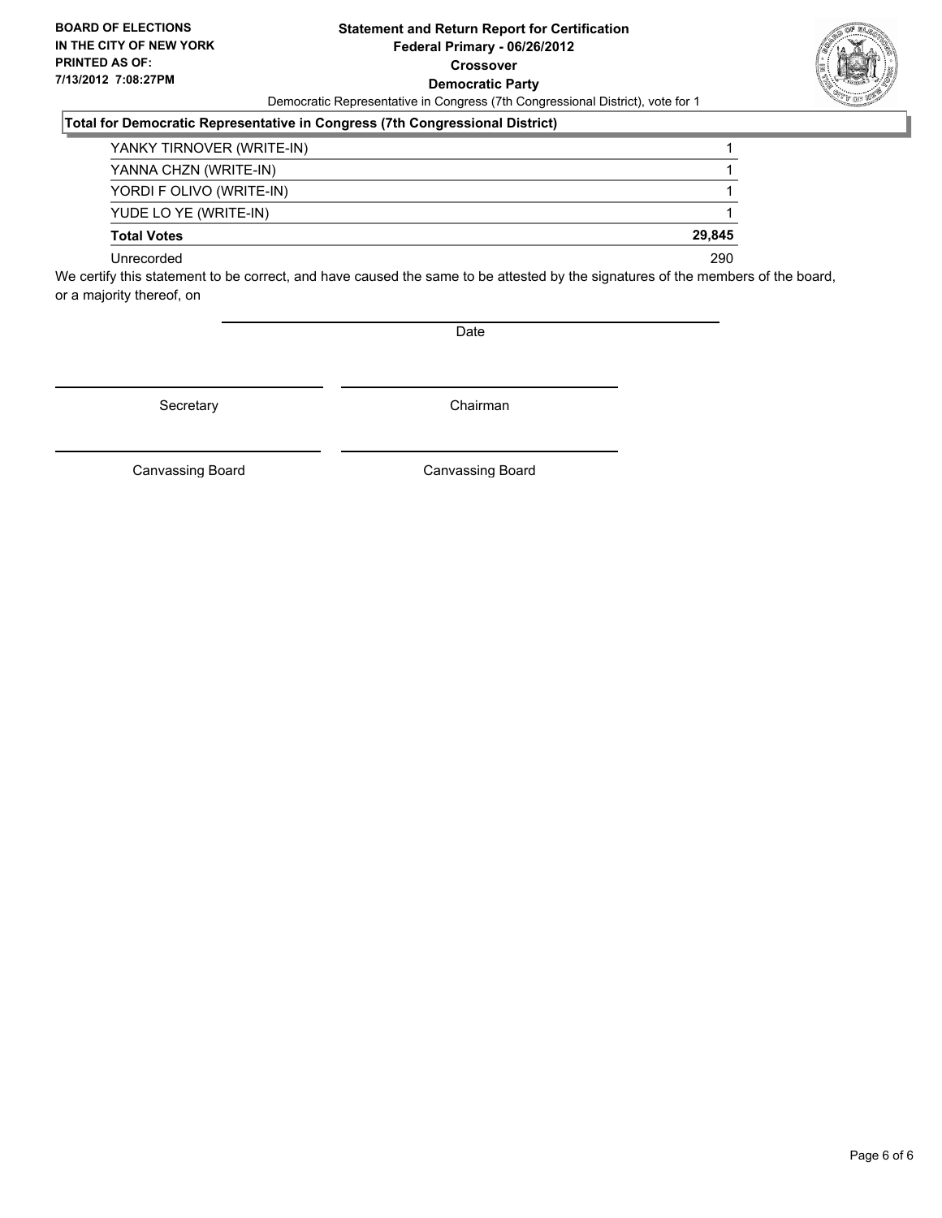**BOARD OF ELECTIONS IN THE CITY OF NEW YORK PRINTED AS OF: 7/13/2012 7:08:27PM**

**Statement and Return Report for Certification**
**Federal Primary - 06/26/2012**
**Crossover**
**Democratic Party**

Democratic Representative in Congress (7th Congressional District), vote for 1

**Total for Democratic Representative in Congress (7th Congressional District)**

| | |
|---|---|
| YANKY TIRNOVER (WRITE-IN) | 1 |
| YANNA CHZN (WRITE-IN) | 1 |
| YORDI F OLIVO (WRITE-IN) | 1 |
| YUDE LO YE (WRITE-IN) | 1 |
| **Total Votes** | **29,845** |
| Unrecorded | 290 |

We certify this statement to be correct, and have caused the same to be attested by the signatures of the members of the board, or a majority thereof, on

Date

Secretary

Chairman

Canvassing Board

Canvassing Board